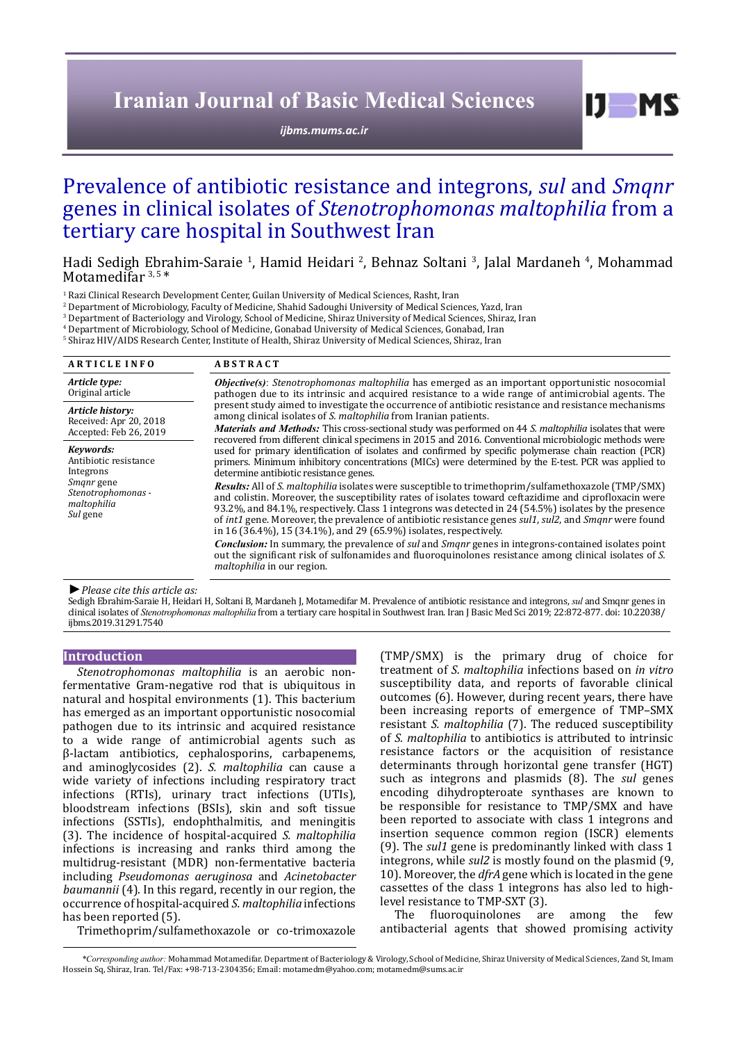Iranian Journal of Basic Medical Sciences

ijbms.mums.ac.ir

# Prevalence of antibiotic resistance and integrons, *sul* and *Smqnr* genes in clinical isolates of *Stenotrophomonas maltophilia* from a tertiary care hospital in Southwest Iran

Hadi Sedigh Ebrahim-Saraie [1], Hamid Heidari [2], Behnaz Soltani [3], Jalal Mardaneh [4], Mohammad Motamedifar [3, 5] *

[1] Razi Clinical Research Development Center, Guilan University of Medical Sciences, Rasht, Iran
[2] Department of Microbiology, Faculty of Medicine, Shahid Sadoughi University of Medical Sciences, Yazd, Iran
[3] Department of Bacteriology and Virology, School of Medicine, Shiraz University of Medical Sciences, Shiraz, Iran
[4] Department of Microbiology, School of Medicine, Gonabad University of Medical Sciences, Gonabad, Iran
[5] Shiraz HIV/AIDS Research Center, Institute of Health, Shiraz University of Medical Sciences, Shiraz, Iran

**ARTICLE INFO**

***Article type:***
Original article

***Article history:***
Received: Apr 20, 2018
Accepted: Feb 26, 2019

***Keywords:***
Antibiotic resistance
Integrons
*Smqnr* gene
*Stenotrophomonas - maltophilia*
*Sul* gene

**ABSTRACT**

***Objective(s)***: *Stenotrophomonas maltophilia* has emerged as an important opportunistic nosocomial pathogen due to its intrinsic and acquired resistance to a wide range of antimicrobial agents. The present study aimed to investigate the occurrence of antibiotic resistance and resistance mechanisms among clinical isolates of *S. maltophilia* from Iranian patients.

***Materials and Methods:*** This cross-sectional study was performed on 44 *S. maltophilia* isolates that were recovered from different clinical specimens in 2015 and 2016. Conventional microbiologic methods were used for primary identification of isolates and confirmed by specific polymerase chain reaction (PCR) primers. Minimum inhibitory concentrations (MICs) were determined by the E-test. PCR was applied to determine antibiotic resistance genes.

***Results:*** All of *S. maltophilia* isolates were susceptible to trimethoprim/sulfamethoxazole (TMP/SMX) and colistin. Moreover, the susceptibility rates of isolates toward ceftazidime and ciprofloxacin were 93.2%, and 84.1%, respectively. Class 1 integrons was detected in 24 (54.5%) isolates by the presence of *int1* gene. Moreover, the prevalence of antibiotic resistance genes *sul1*, *sul2*, and *Smqnr* were found in 16 (36.4%), 15 (34.1%), and 29 (65.9%) isolates, respectively.

***Conclusion:*** In summary, the prevalence of *sul* and *Smqnr* genes in integrons-contained isolates point out the significant risk of sulfonamides and fluoroquinolones resistance among clinical isolates of *S. maltophilia* in our region.

► *Please cite this article as:*

Sedigh Ebrahim-Saraie H, Heidari H, Soltani B, Mardaneh J, Motamedifar M. Prevalence of antibiotic resistance and integrons, *sul* and Smqnr genes in clinical isolates of *Stenotrophomonas maltophilia* from a tertiary care hospital in Southwest Iran. Iran J Basic Med Sci 2019; 22:872-877. doi: 10.22038/ijbms.2019.31291.7540

## Introduction

*Stenotrophomonas maltophilia* is an aerobic non-fermentative Gram-negative rod that is ubiquitous in natural and hospital environments (1). This bacterium has emerged as an important opportunistic nosocomial pathogen due to its intrinsic and acquired resistance to a wide range of antimicrobial agents such as β-lactam antibiotics, cephalosporins, carbapenems, and aminoglycosides (2). *S. maltophilia* can cause a wide variety of infections including respiratory tract infections (RTIs), urinary tract infections (UTIs), bloodstream infections (BSIs), skin and soft tissue infections (SSTIs), endophthalmitis, and meningitis (3). The incidence of hospital-acquired *S. maltophilia* infections is increasing and ranks third among the multidrug-resistant (MDR) non-fermentative bacteria including *Pseudomonas aeruginosa* and *Acinetobacter baumannii* (4). In this regard, recently in our region, the occurrence of hospital-acquired *S. maltophilia* infections has been reported (5).

Trimethoprim/sulfamethoxazole or co-trimoxazole (TMP/SMX) is the primary drug of choice for treatment of *S. maltophilia* infections based on *in vitro* susceptibility data, and reports of favorable clinical outcomes (6). However, during recent years, there have been increasing reports of emergence of TMP–SMX resistant *S. maltophilia* (7). The reduced susceptibility of *S. maltophilia* to antibiotics is attributed to intrinsic resistance factors or the acquisition of resistance determinants through horizontal gene transfer (HGT) such as integrons and plasmids (8). The *sul* genes encoding dihydropteroate synthases are known to be responsible for resistance to TMP/SMX and have been reported to associate with class 1 integrons and insertion sequence common region (ISCR) elements (9). The *sul1* gene is predominantly linked with class 1 integrons, while *sul2* is mostly found on the plasmid (9, 10). Moreover, the *dfrA* gene which is located in the gene cassettes of the class 1 integrons has also led to high-level resistance to TMP-SXT (3).

The fluoroquinolones are among the few antibacterial agents that showed promising activity

*\*Corresponding author:* Mohammad Motamedifar. Department of Bacteriology & Virology, School of Medicine, Shiraz University of Medical Sciences, Zand St, Imam Hossein Sq, Shiraz, Iran. Tel/Fax: +98-713-2304356; Email: motamedm@yahoo.com; motamedm@sums.ac.ir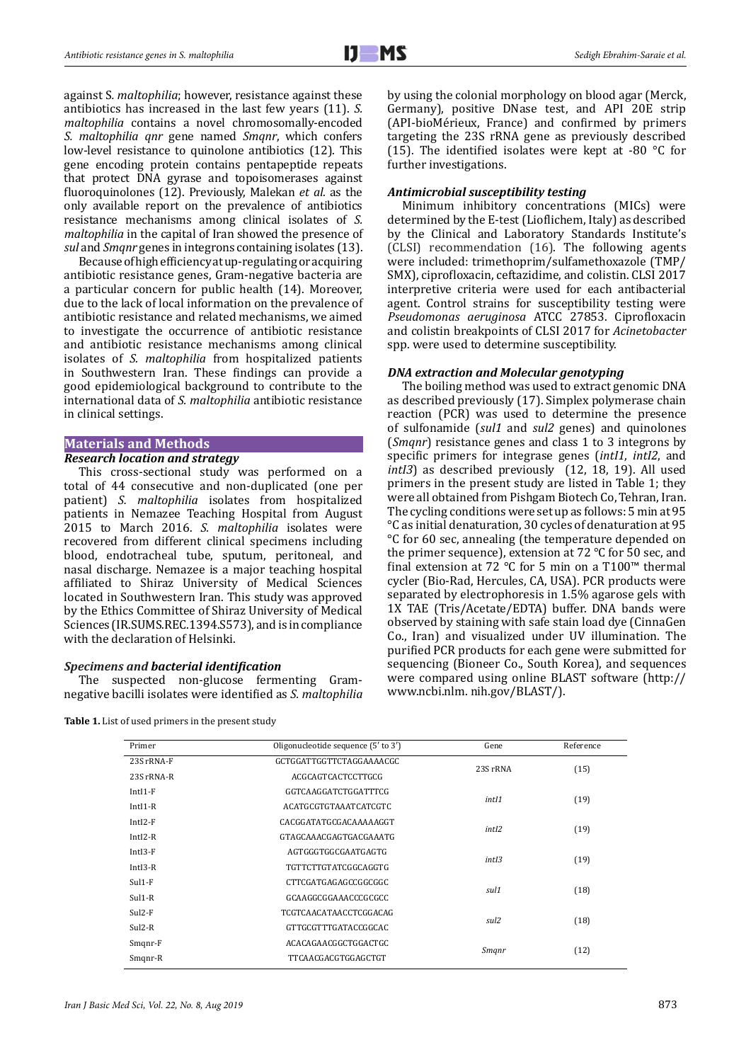against *S. maltophilia*; however, resistance against these antibiotics has increased in the last few years (11). *S. maltophilia* contains a novel chromosomally-encoded *S. maltophilia qnr* gene named *Smqnr*, which confers low-level resistance to quinolone antibiotics (12). This gene encoding protein contains pentapeptide repeats that protect DNA gyrase and topoisomerases against fluoroquinolones (12). Previously, Malekan *et al.* as the only available report on the prevalence of antibiotics resistance mechanisms among clinical isolates of *S. maltophilia* in the capital of Iran showed the presence of *sul* and *Smqnr* genes in integrons containing isolates (13).

Because of high efficiency at up-regulating or acquiring antibiotic resistance genes, Gram-negative bacteria are a particular concern for public health (14). Moreover, due to the lack of local information on the prevalence of antibiotic resistance and related mechanisms, we aimed to investigate the occurrence of antibiotic resistance and antibiotic resistance mechanisms among clinical isolates of *S. maltophilia* from hospitalized patients in Southwestern Iran. These findings can provide a good epidemiological background to contribute to the international data of *S. maltophilia* antibiotic resistance in clinical settings.

## Materials and Methods

### Research location and strategy

This cross-sectional study was performed on a total of 44 consecutive and non-duplicated (one per patient) *S. maltophilia* isolates from hospitalized patients in Nemazee Teaching Hospital from August 2015 to March 2016. *S. maltophilia* isolates were recovered from different clinical specimens including blood, endotracheal tube, sputum, peritoneal, and nasal discharge. Nemazee is a major teaching hospital affiliated to Shiraz University of Medical Sciences located in Southwestern Iran. This study was approved by the Ethics Committee of Shiraz University of Medical Sciences (IR.SUMS.REC.1394.S573), and is in compliance with the declaration of Helsinki.

### Specimens and bacterial identification

The suspected non-glucose fermenting Gram-negative bacilli isolates were identified as *S. maltophilia* by using the colonial morphology on blood agar (Merck, Germany), positive DNase test, and API 20E strip (API-bioMérieux, France) and confirmed by primers targeting the 23S rRNA gene as previously described (15). The identified isolates were kept at -80 °C for further investigations.

### Antimicrobial susceptibility testing

Minimum inhibitory concentrations (MICs) were determined by the E-test (Liofilchem, Italy) as described by the Clinical and Laboratory Standards Institute's (CLSI) recommendation (16). The following agents were included: trimethoprim/sulfamethoxazole (TMP/SMX), ciprofloxacin, ceftazidime, and colistin. CLSI 2017 interpretive criteria were used for each antibacterial agent. Control strains for susceptibility testing were *Pseudomonas aeruginosa* ATCC 27853. Ciprofloxacin and colistin breakpoints of CLSI 2017 for *Acinetobacter* spp. were used to determine susceptibility.

### DNA extraction and Molecular genotyping

The boiling method was used to extract genomic DNA as described previously (17). Simplex polymerase chain reaction (PCR) was used to determine the presence of sulfonamide (*sul1* and *sul2* genes) and quinolones (*Smqnr*) resistance genes and class 1 to 3 integrons by specific primers for integrase genes (*intI1*, *intI2*, and *intI3*) as described previously (12, 18, 19). All used primers in the present study are listed in Table 1; they were all obtained from Pishgam Biotech Co, Tehran, Iran. The cycling conditions were set up as follows: 5 min at 95 °C as initial denaturation, 30 cycles of denaturation at 95 °C for 60 sec, annealing (the temperature depended on the primer sequence), extension at 72 °C for 50 sec, and final extension at 72 °C for 5 min on a T100™ thermal cycler (Bio-Rad, Hercules, CA, USA). PCR products were separated by electrophoresis in 1.5% agarose gels with 1X TAE (Tris/Acetate/EDTA) buffer. DNA bands were observed by staining with safe stain load dye (CinnaGen Co., Iran) and visualized under UV illumination. The purified PCR products for each gene were submitted for sequencing (Bioneer Co., South Korea), and sequences were compared using online BLAST software (http://www.ncbi.nlm.nih.gov/BLAST/).

**Table 1.** List of used primers in the present study

| Primer | Oligonucleotide sequence (5′ to 3′) | Gene | Reference |
|---|---|---|---|
| 23S rRNA-F | GCTGGATTGGTTCTAGGAAAACGC | 23S rRNA | (15) |
| 23S rRNA-R | ACGCAGTCACTCCTTGCG | | |
| IntI1-F | GGTCAAGGATCTGGATTTCG | *intI1* | (19) |
| IntI1-R | ACATGCGTGTAAATCATCGTC | | |
| IntI2-F | CACGGATATGCGACAAAAAGGT | *intI2* | (19) |
| IntI2-R | GTAGCAAACGAGTGACGAAATG | | |
| IntI3-F | AGTGGGTGGCGAATGAGTG | *intI3* | (19) |
| IntI3-R | TGTTCTTGTATCGGCAGGTG | | |
| Sul1-F | CTTCGATGAGAGCCGGCGGC | *sul1* | (18) |
| Sul1-R | GCAAGGCGGAAACCCGCGCC | | |
| Sul2-F | TCGTCAACATAACCTCGGACAG | *sul2* | (18) |
| Sul2-R | GTTGCGTTTGATACCGGCAC | | |
| Smqnr-F | ACACAGAACGGCTGGACTGC | *Smqnr* | (12) |
| Smqnr-R | TTCAACGACGTGGAGCTGT | | |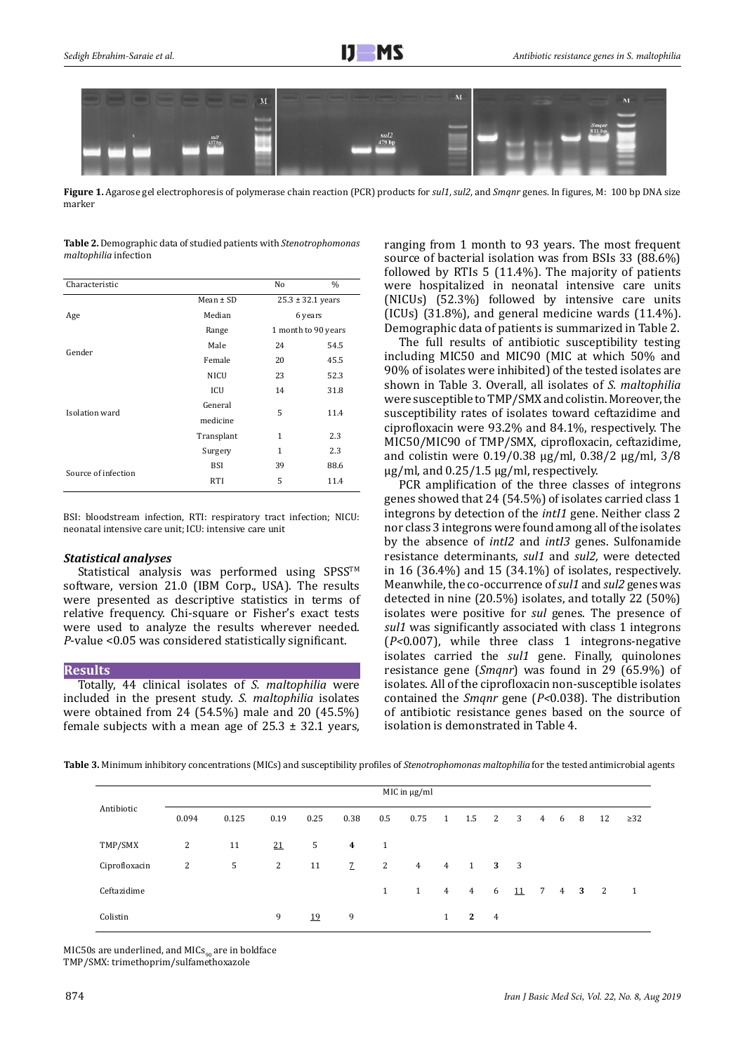**Figure 1.** Agarose gel electrophoresis of polymerase chain reaction (PCR) products for *sul1*, *sul2*, and *Smqnr* genes. In figures, M: 100 bp DNA size marker

**Table 2.** Demographic data of studied patients with *Stenotrophomonas maltophilia* infection

| Characteristic | | No | % |
|---|---|---|---|
| Age | Mean ± SD | 25.3 ± 32.1 years | |
| | Median | 6 years | |
| | Range | 1 month to 90 years | |
| Gender | Male | 24 | 54.5 |
| | Female | 20 | 45.5 |
| Isolation ward | NICU | 23 | 52.3 |
| | ICU | 14 | 31.8 |
| | General medicine | 5 | 11.4 |
| | Transplant | 1 | 2.3 |
| | Surgery | 1 | 2.3 |
| Source of infection | BSI | 39 | 88.6 |
| | RTI | 5 | 11.4 |

BSI: bloodstream infection, RTI: respiratory tract infection; NICU: neonatal intensive care unit; ICU: intensive care unit

### *Statistical analyses*

Statistical analysis was performed using SPSS™ software, version 21.0 (IBM Corp., USA). The results were presented as descriptive statistics in terms of relative frequency. Chi-square or Fisher's exact tests were used to analyze the results wherever needed. *P*-value <0.05 was considered statistically significant.

## Results

Totally, 44 clinical isolates of *S. maltophilia* were included in the present study. *S. maltophilia* isolates were obtained from 24 (54.5%) male and 20 (45.5%) female subjects with a mean age of 25.3 ± 32.1 years, ranging from 1 month to 93 years. The most frequent source of bacterial isolation was from BSIs 33 (88.6%) followed by RTIs 5 (11.4%). The majority of patients were hospitalized in neonatal intensive care units (NICUs) (52.3%) followed by intensive care units (ICUs) (31.8%), and general medicine wards (11.4%). Demographic data of patients is summarized in Table 2.

The full results of antibiotic susceptibility testing including MIC50 and MIC90 (MIC at which 50% and 90% of isolates were inhibited) of the tested isolates are shown in Table 3. Overall, all isolates of *S. maltophilia* were susceptible to TMP/SMX and colistin. Moreover, the susceptibility rates of isolates toward ceftazidime and ciprofloxacin were 93.2% and 84.1%, respectively. The MIC50/MIC90 of TMP/SMX, ciprofloxacin, ceftazidime, and colistin were 0.19/0.38 μg/ml, 0.38/2 μg/ml, 3/8 μg/ml, and 0.25/1.5 μg/ml, respectively.

PCR amplification of the three classes of integrons genes showed that 24 (54.5%) of isolates carried class 1 integrons by detection of the *intI1* gene. Neither class 2 nor class 3 integrons were found among all of the isolates by the absence of *intI2* and *intI3* genes. Sulfonamide resistance determinants, *sul1* and *sul2*, were detected in 16 (36.4%) and 15 (34.1%) of isolates, respectively. Meanwhile, the co-occurrence of *sul1* and *sul2* genes was detected in nine (20.5%) isolates, and totally 22 (50%) isolates were positive for *sul* genes. The presence of *sul1* was significantly associated with class 1 integrons ($P$<0.007), while three class 1 integrons-negative isolates carried the *sul1* gene. Finally, quinolones resistance gene (*Smqnr*) was found in 29 (65.9%) of isolates. All of the ciprofloxacin non-susceptible isolates contained the *Smqnr* gene ($P$<0.038). The distribution of antibiotic resistance genes based on the source of isolation is demonstrated in Table 4.

**Table 3.** Minimum inhibitory concentrations (MICs) and susceptibility profiles of *Stenotrophomonas maltophilia* for the tested antimicrobial agents

| Antibiotic | MIC in μg/ml | | | | | | | | | | | | | | | |
|---|---|---|---|---|---|---|---|---|---|---|---|---|---|---|---|---|
| | 0.094 | 0.125 | 0.19 | 0.25 | 0.38 | 0.5 | 0.75 | 1 | 1.5 | 2 | 3 | 4 | 6 | 8 | 12 | ≥32 |
| TMP/SMX | 2 | 11 | <u>21</u> | 5 | **4** | 1 | | | | | | | | | | |
| Ciprofloxacin | 2 | 5 | 2 | 11 | <u>7</u> | 2 | 4 | 4 | 1 | **3** | 3 | | | | | |
| Ceftazidime | | | | | | 1 | 1 | 4 | 4 | 6 | <u>11</u> | 7 | 4 | **3** | 2 | 1 |
| Colistin | | | 9 | <u>19</u> | 9 | | | 1 | **2** | 4 | | | | | | |

MIC50s are underlined, and $MICs_{90}$ are in boldface
TMP/SMX: trimethoprim/sulfamethoxazole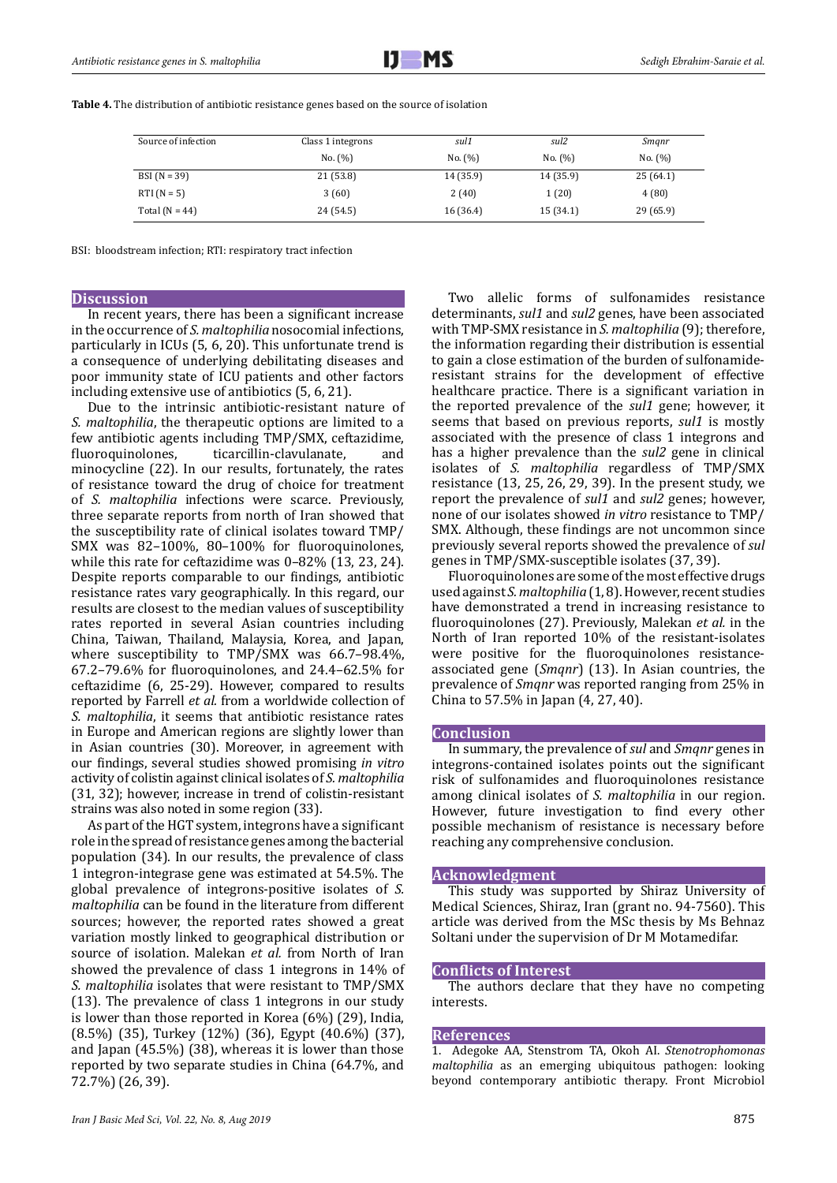**Table 4.** The distribution of antibiotic resistance genes based on the source of isolation

| Source of infection | Class 1 integrons | *sul1* | *sul2* | *Smqnr* |
|---|---|---|---|---|
| | No. (%) | No. (%) | No. (%) | No. (%) |
| BSI (N = 39) | 21 (53.8) | 14 (35.9) | 14 (35.9) | 25 (64.1) |
| RTI (N = 5) | 3 (60) | 2 (40) | 1 (20) | 4 (80) |
| Total (N = 44) | 24 (54.5) | 16 (36.4) | 15 (34.1) | 29 (65.9) |

BSI: bloodstream infection; RTI: respiratory tract infection

## Discussion

In recent years, there has been a significant increase in the occurrence of *S. maltophilia* nosocomial infections, particularly in ICUs (5, 6, 20). This unfortunate trend is a consequence of underlying debilitating diseases and poor immunity state of ICU patients and other factors including extensive use of antibiotics (5, 6, 21).

Due to the intrinsic antibiotic-resistant nature of *S. maltophilia*, the therapeutic options are limited to a few antibiotic agents including TMP/SMX, ceftazidime, fluoroquinolones, ticarcillin-clavulanate, and minocycline (22). In our results, fortunately, the rates of resistance toward the drug of choice for treatment of *S. maltophilia* infections were scarce. Previously, three separate reports from north of Iran showed that the susceptibility rate of clinical isolates toward TMP/SMX was 82–100%, 80–100% for fluoroquinolones, while this rate for ceftazidime was 0–82% (13, 23, 24). Despite reports comparable to our findings, antibiotic resistance rates vary geographically. In this regard, our results are closest to the median values of susceptibility rates reported in several Asian countries including China, Taiwan, Thailand, Malaysia, Korea, and Japan, where susceptibility to TMP/SMX was 66.7–98.4%, 67.2–79.6% for fluoroquinolones, and 24.4–62.5% for ceftazidime (6, 25-29). However, compared to results reported by Farrell *et al.* from a worldwide collection of *S. maltophilia*, it seems that antibiotic resistance rates in Europe and American regions are slightly lower than in Asian countries (30). Moreover, in agreement with our findings, several studies showed promising *in vitro* activity of colistin against clinical isolates of *S. maltophilia* (31, 32); however, increase in trend of colistin-resistant strains was also noted in some region (33).

As part of the HGT system, integrons have a significant role in the spread of resistance genes among the bacterial population (34). In our results, the prevalence of class 1 integron-integrase gene was estimated at 54.5%. The global prevalence of integrons-positive isolates of *S. maltophilia* can be found in the literature from different sources; however, the reported rates showed a great variation mostly linked to geographical distribution or source of isolation. Malekan *et al.* from North of Iran showed the prevalence of class 1 integrons in 14% of *S. maltophilia* isolates that were resistant to TMP/SMX (13). The prevalence of class 1 integrons in our study is lower than those reported in Korea (6%) (29), India, (8.5%) (35), Turkey (12%) (36), Egypt (40.6%) (37), and Japan (45.5%) (38), whereas it is lower than those reported by two separate studies in China (64.7%, and 72.7%) (26, 39).

Two allelic forms of sulfonamides resistance determinants, *sul1* and *sul2* genes, have been associated with TMP-SMX resistance in *S. maltophilia* (9); therefore, the information regarding their distribution is essential to gain a close estimation of the burden of sulfonamide-resistant strains for the development of effective healthcare practice. There is a significant variation in the reported prevalence of the *sul1* gene; however, it seems that based on previous reports, *sul1* is mostly associated with the presence of class 1 integrons and has a higher prevalence than the *sul2* gene in clinical isolates of *S. maltophilia* regardless of TMP/SMX resistance (13, 25, 26, 29, 39). In the present study, we report the prevalence of *sul1* and *sul2* genes; however, none of our isolates showed *in vitro* resistance to TMP/SMX. Although, these findings are not uncommon since previously several reports showed the prevalence of *sul* genes in TMP/SMX-susceptible isolates (37, 39).

Fluoroquinolones are some of the most effective drugs used against *S. maltophilia* (1, 8). However, recent studies have demonstrated a trend in increasing resistance to fluoroquinolones (27). Previously, Malekan *et al.* in the North of Iran reported 10% of the resistant-isolates were positive for the fluoroquinolones resistance-associated gene (*Smqnr*) (13). In Asian countries, the prevalence of *Smqnr* was reported ranging from 25% in China to 57.5% in Japan (4, 27, 40).

## Conclusion

In summary, the prevalence of *sul* and *Smqnr* genes in integrons-contained isolates points out the significant risk of sulfonamides and fluoroquinolones resistance among clinical isolates of *S. maltophilia* in our region. However, future investigation to find every other possible mechanism of resistance is necessary before reaching any comprehensive conclusion.

## Acknowledgment

This study was supported by Shiraz University of Medical Sciences, Shiraz, Iran (grant no. 94-7560). This article was derived from the MSc thesis by Ms Behnaz Soltani under the supervision of Dr M Motamedifar.

## Conflicts of Interest

The authors declare that they have no competing interests.

## References

1. Adegoke AA, Stenstrom TA, Okoh AI. *Stenotrophomonas maltophilia* as an emerging ubiquitous pathogen: looking beyond contemporary antibiotic therapy. Front Microbiol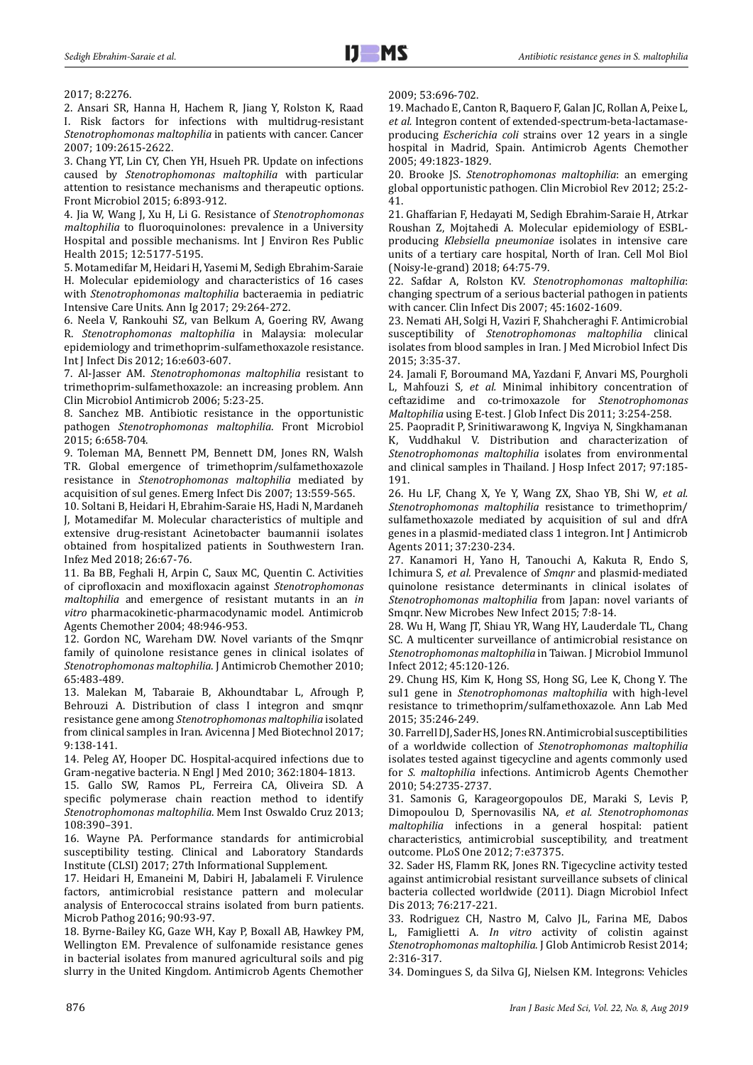2017; 8:2276.

2. Ansari SR, Hanna H, Hachem R, Jiang Y, Rolston K, Raad I. Risk factors for infections with multidrug-resistant *Stenotrophomonas maltophilia* in patients with cancer. Cancer 2007; 109:2615-2622.

3. Chang YT, Lin CY, Chen YH, Hsueh PR. Update on infections caused by *Stenotrophomonas maltophilia* with particular attention to resistance mechanisms and therapeutic options. Front Microbiol 2015; 6:893-912.

4. Jia W, Wang J, Xu H, Li G. Resistance of *Stenotrophomonas maltophilia* to fluoroquinolones: prevalence in a University Hospital and possible mechanisms. Int J Environ Res Public Health 2015; 12:5177-5195.

5. Motamedifar M, Heidari H, Yasemi M, Sedigh Ebrahim-Saraie H. Molecular epidemiology and characteristics of 16 cases with *Stenotrophomonas maltophilia* bacteraemia in pediatric Intensive Care Units. Ann Ig 2017; 29:264-272.

6. Neela V, Rankouhi SZ, van Belkum A, Goering RV, Awang R. *Stenotrophomonas maltophilia* in Malaysia: molecular epidemiology and trimethoprim-sulfamethoxazole resistance. Int J Infect Dis 2012; 16:e603-607.

7. Al-Jasser AM. *Stenotrophomonas maltophilia* resistant to trimethoprim-sulfamethoxazole: an increasing problem. Ann Clin Microbiol Antimicrob 2006; 5:23-25.

8. Sanchez MB. Antibiotic resistance in the opportunistic pathogen *Stenotrophomonas maltophilia*. Front Microbiol 2015; 6:658-704.

9. Toleman MA, Bennett PM, Bennett DM, Jones RN, Walsh TR. Global emergence of trimethoprim/sulfamethoxazole resistance in *Stenotrophomonas maltophilia* mediated by acquisition of sul genes. Emerg Infect Dis 2007; 13:559-565.

10. Soltani B, Heidari H, Ebrahim-Saraie HS, Hadi N, Mardaneh J, Motamedifar M. Molecular characteristics of multiple and extensive drug-resistant Acinetobacter baumannii isolates obtained from hospitalized patients in Southwestern Iran. Infez Med 2018; 26:67-76.

11. Ba BB, Feghali H, Arpin C, Saux MC, Quentin C. Activities of ciprofloxacin and moxifloxacin against *Stenotrophomonas maltophilia* and emergence of resistant mutants in an *in vitro* pharmacokinetic-pharmacodynamic model. Antimicrob Agents Chemother 2004; 48:946-953.

12. Gordon NC, Wareham DW. Novel variants of the Smqnr family of quinolone resistance genes in clinical isolates of *Stenotrophomonas maltophilia*. J Antimicrob Chemother 2010; 65:483-489.

13. Malekan M, Tabaraie B, Akhoundtabar L, Afrough P, Behrouzi A. Distribution of class I integron and smqnr resistance gene among *Stenotrophomonas maltophilia* isolated from clinical samples in Iran. Avicenna J Med Biotechnol 2017; 9:138-141.

14. Peleg AY, Hooper DC. Hospital-acquired infections due to Gram-negative bacteria. N Engl J Med 2010; 362:1804-1813.

15. Gallo SW, Ramos PL, Ferreira CA, Oliveira SD. A specific polymerase chain reaction method to identify *Stenotrophomonas maltophilia*. Mem Inst Oswaldo Cruz 2013; 108:390–391.

16. Wayne PA. Performance standards for antimicrobial susceptibility testing. Clinical and Laboratory Standards Institute (CLSI) 2017; 27th Informational Supplement.

17. Heidari H, Emaneini M, Dabiri H, Jabalameli F. Virulence factors, antimicrobial resistance pattern and molecular analysis of Enterococcal strains isolated from burn patients. Microb Pathog 2016; 90:93-97.

18. Byrne-Bailey KG, Gaze WH, Kay P, Boxall AB, Hawkey PM, Wellington EM. Prevalence of sulfonamide resistance genes in bacterial isolates from manured agricultural soils and pig slurry in the United Kingdom. Antimicrob Agents Chemother 2009; 53:696-702.

19. Machado E, Canton R, Baquero F, Galan JC, Rollan A, Peixe L, *et al.* Integron content of extended-spectrum-beta-lactamase-producing *Escherichia coli* strains over 12 years in a single hospital in Madrid, Spain. Antimicrob Agents Chemother 2005; 49:1823-1829.

20. Brooke JS. *Stenotrophomonas maltophilia*: an emerging global opportunistic pathogen. Clin Microbiol Rev 2012; 25:2-41.

21. Ghaffarian F, Hedayati M, Sedigh Ebrahim-Saraie H, Atrkar Roushan Z, Mojtahedi A. Molecular epidemiology of ESBL-producing *Klebsiella pneumoniae* isolates in intensive care units of a tertiary care hospital, North of Iran. Cell Mol Biol (Noisy-le-grand) 2018; 64:75-79.

22. Safdar A, Rolston KV. *Stenotrophomonas maltophilia*: changing spectrum of a serious bacterial pathogen in patients with cancer. Clin Infect Dis 2007; 45:1602-1609.

23. Nemati AH, Solgi H, Vaziri F, Shahcheraghi F. Antimicrobial susceptibility of *Stenotrophomonas maltophilia* clinical isolates from blood samples in Iran. J Med Microbiol Infect Dis 2015; 3:35-37.

24. Jamali F, Boroumand MA, Yazdani F, Anvari MS, Pourgholi L, Mahfouzi S, *et al.* Minimal inhibitory concentration of ceftazidime and co-trimoxazole for *Stenotrophomonas Maltophilia* using E-test. J Glob Infect Dis 2011; 3:254-258.

25. Paopradit P, Srinitiwarawong K, Ingviya N, Singkhamanan K, Vuddhakul V. Distribution and characterization of *Stenotrophomonas maltophilia* isolates from environmental and clinical samples in Thailand. J Hosp Infect 2017; 97:185-191.

26. Hu LF, Chang X, Ye Y, Wang ZX, Shao YB, Shi W, *et al.* *Stenotrophomonas maltophilia* resistance to trimethoprim/sulfamethoxazole mediated by acquisition of sul and dfrA genes in a plasmid-mediated class 1 integron. Int J Antimicrob Agents 2011; 37:230-234.

27. Kanamori H, Yano H, Tanouchi A, Kakuta R, Endo S, Ichimura S, *et al.* Prevalence of *Smqnr* and plasmid-mediated quinolone resistance determinants in clinical isolates of *Stenotrophomonas maltophilia* from Japan: novel variants of Smqnr. New Microbes New Infect 2015; 7:8-14.

28. Wu H, Wang JT, Shiau YR, Wang HY, Lauderdale TL, Chang SC. A multicenter surveillance of antimicrobial resistance on *Stenotrophomonas maltophilia* in Taiwan. J Microbiol Immunol Infect 2012; 45:120-126.

29. Chung HS, Kim K, Hong SS, Hong SG, Lee K, Chong Y. The sul1 gene in *Stenotrophomonas maltophilia* with high-level resistance to trimethoprim/sulfamethoxazole. Ann Lab Med 2015; 35:246-249.

30. Farrell DJ, Sader HS, Jones RN. Antimicrobial susceptibilities of a worldwide collection of *Stenotrophomonas maltophilia* isolates tested against tigecycline and agents commonly used for *S. maltophilia* infections. Antimicrob Agents Chemother 2010; 54:2735-2737.

31. Samonis G, Karageorgopoulos DE, Maraki S, Levis P, Dimopoulou D, Spernovasilis NA, *et al.* *Stenotrophomonas maltophilia* infections in a general hospital: patient characteristics, antimicrobial susceptibility, and treatment outcome. PLoS One 2012; 7:e37375.

32. Sader HS, Flamm RK, Jones RN. Tigecycline activity tested against antimicrobial resistant surveillance subsets of clinical bacteria collected worldwide (2011). Diagn Microbiol Infect Dis 2013; 76:217-221.

33. Rodriguez CH, Nastro M, Calvo JL, Farina ME, Dabos L, Famiglietti A. *In vitro* activity of colistin against *Stenotrophomonas maltophilia*. J Glob Antimicrob Resist 2014; 2:316-317.

34. Domingues S, da Silva GJ, Nielsen KM. Integrons: Vehicles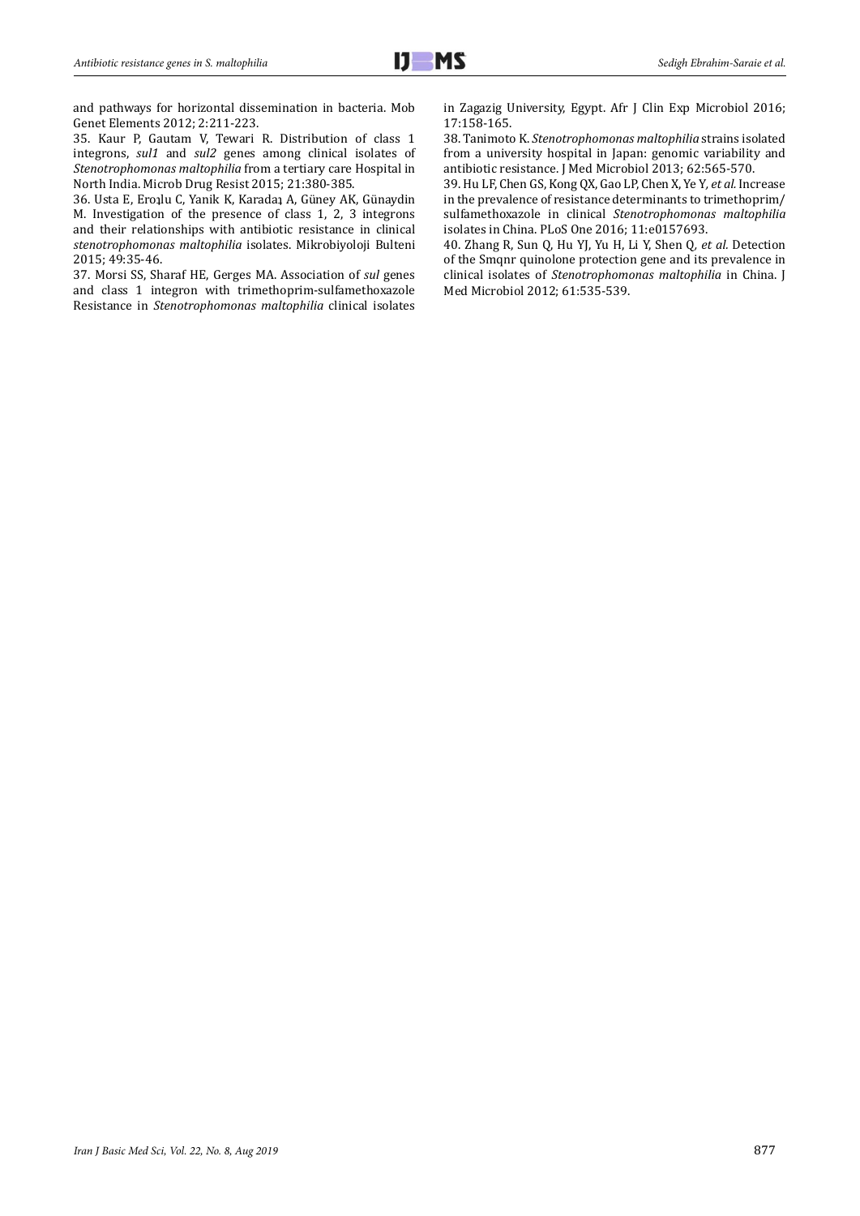and pathways for horizontal dissemination in bacteria. Mob Genet Elements 2012; 2:211-223.

35. Kaur P, Gautam V, Tewari R. Distribution of class 1 integrons, *sul1* and *sul2* genes among clinical isolates of *Stenotrophomonas maltophilia* from a tertiary care Hospital in North India. Microb Drug Resist 2015; 21:380-385.

36. Usta E, Eroıļu C, Yanik K, Karadaı A, Güney AK, Günaydin M. Investigation of the presence of class 1, 2, 3 integrons and their relationships with antibiotic resistance in clinical *stenotrophomonas maltophilia* isolates. Mikrobiyoloji Bulteni 2015; 49:35-46.

37. Morsi SS, Sharaf HE, Gerges MA. Association of *sul* genes and class 1 integron with trimethoprim-sulfamethoxazole Resistance in *Stenotrophomonas maltophilia* clinical isolates in Zagazig University, Egypt. Afr J Clin Exp Microbiol 2016; 17:158-165.

38. Tanimoto K. *Stenotrophomonas maltophilia* strains isolated from a university hospital in Japan: genomic variability and antibiotic resistance. J Med Microbiol 2013; 62:565-570.

39. Hu LF, Chen GS, Kong QX, Gao LP, Chen X, Ye Y, *et al.* Increase in the prevalence of resistance determinants to trimethoprim/sulfamethoxazole in clinical *Stenotrophomonas maltophilia* isolates in China. PLoS One 2016; 11:e0157693.

40. Zhang R, Sun Q, Hu YJ, Yu H, Li Y, Shen Q, *et al*. Detection of the Smqnr quinolone protection gene and its prevalence in clinical isolates of *Stenotrophomonas maltophilia* in China. J Med Microbiol 2012; 61:535-539.